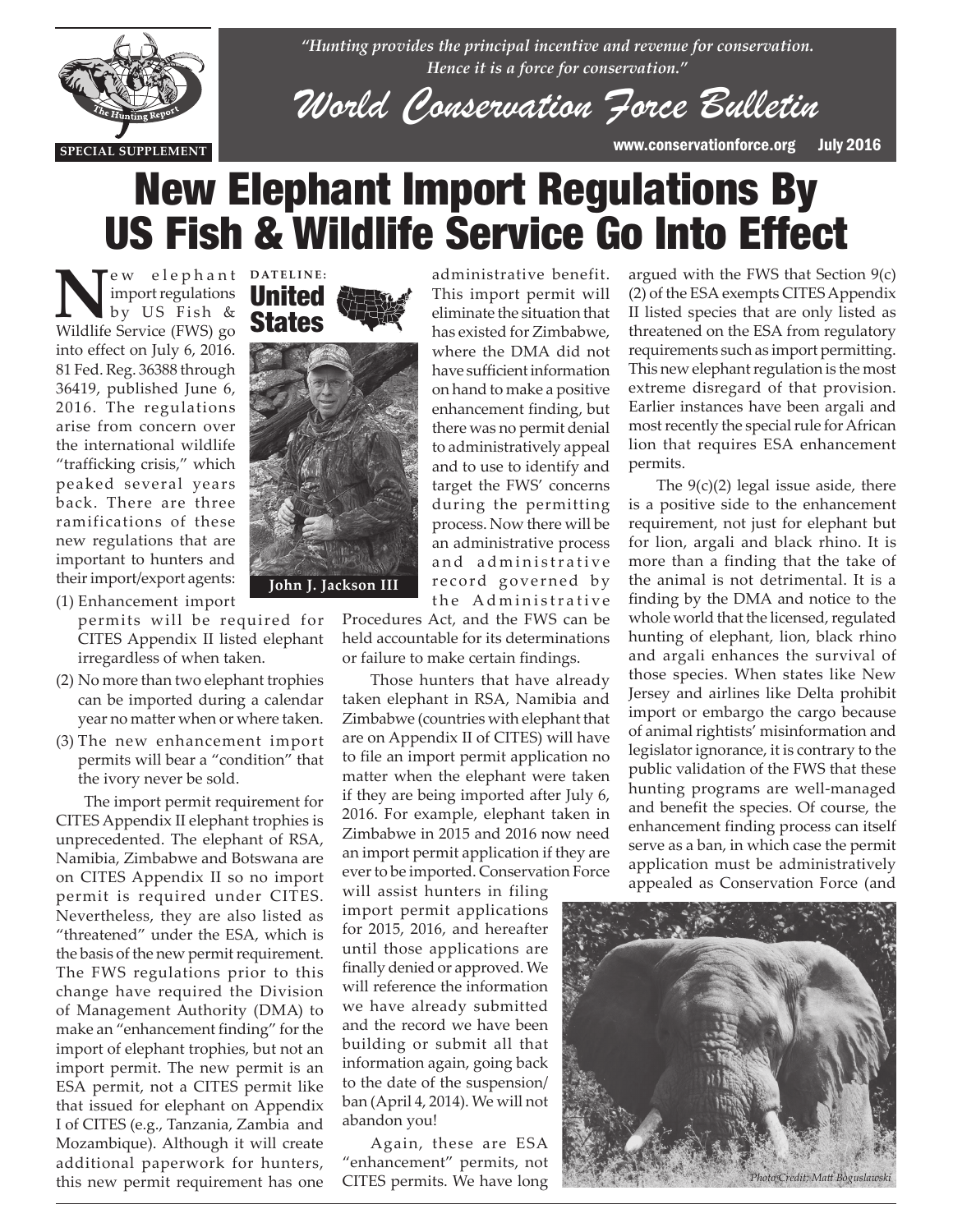*"Hunting provides the principal incentive and revenue for conservation. Hence it is a force for conservation."*

# World Conservation Force Bulletin

SPECIAL SUPPLEMENT

www.conservationforce.org July 2016

# New Elephant Import Regulations By US Fish & Wildlife Service Go Into Effect

**DATELINE: United States**

New elephant import regulations by US Fish & Wildlife Service (FWS) go into effect on July 6, 2016. 81 Fed. Reg. 36388 through 36419, published June 6, 2016. The regulations arise from concern over the international wildlife "trafficking crisis," which peaked several years back. There are three ramifications of these new regulations that are important to hunters and their import/export agents:

(1) Enhancement import permits will be required for CITES Appendix II listed elephant irregardless of when taken.
(2) No more than two elephant trophies can be imported during a calendar year no matter when or where taken.
(3) The new enhancement import permits will bear a "condition" that the ivory never be sold.

The import permit requirement for CITES Appendix II elephant trophies is unprecedented. The elephant of RSA, Namibia, Zimbabwe and Botswana are on CITES Appendix II so no import permit is required under CITES. Nevertheless, they are also listed as "threatened" under the ESA, which is the basis of the new permit requirement. The FWS regulations prior to this change have required the Division of Management Authority (DMA) to make an "enhancement finding" for the import of elephant trophies, but not an import permit. The new permit is an ESA permit, not a CITES permit like that issued for elephant on Appendix I of CITES (e.g., Tanzania, Zambia and Mozambique). Although it will create additional paperwork for hunters, this new permit requirement has one administrative benefit. This import permit will eliminate the situation that has existed for Zimbabwe, where the DMA did not have sufficient information on hand to make a positive enhancement finding, but there was no permit denial to administratively appeal and to use to identify and target the FWS' concerns during the permitting process. Now there will be an administrative process and administrative record governed by the Administrative Procedures Act, and the FWS can be held accountable for its determinations or failure to make certain findings.

John J. Jackson III

Those hunters that have already taken elephant in RSA, Namibia and Zimbabwe (countries with elephant that are on Appendix II of CITES) will have to file an import permit application no matter when the elephant were taken if they are being imported after July 6, 2016. For example, elephant taken in Zimbabwe in 2015 and 2016 now need an import permit application if they are ever to be imported. Conservation Force will assist hunters in filing import permit applications for 2015, 2016, and hereafter until those applications are finally denied or approved. We will reference the information we have already submitted and the record we have been building or submit all that information again, going back to the date of the suspension/ban (April 4, 2014). We will not abandon you!

Again, these are ESA "enhancement" permits, not CITES permits. We have long argued with the FWS that Section 9(c)(2) of the ESA exempts CITES Appendix II listed species that are only listed as threatened on the ESA from regulatory requirements such as import permitting. This new elephant regulation is the most extreme disregard of that provision. Earlier instances have been argali and most recently the special rule for African lion that requires ESA enhancement permits.

The 9(c)(2) legal issue aside, there is a positive side to the enhancement requirement, not just for elephant but for lion, argali and black rhino. It is more than a finding that the take of the animal is not detrimental. It is a finding by the DMA and notice to the whole world that the licensed, regulated hunting of elephant, lion, black rhino and argali enhances the survival of those species. When states like New Jersey and airlines like Delta prohibit import or embargo the cargo because of animal rightists' misinformation and legislator ignorance, it is contrary to the public validation of the FWS that these hunting programs are well-managed and benefit the species. Of course, the enhancement finding process can itself serve as a ban, in which case the permit application must be administratively appealed as Conservation Force (and

*Photo Credit: Matt Boguslawski*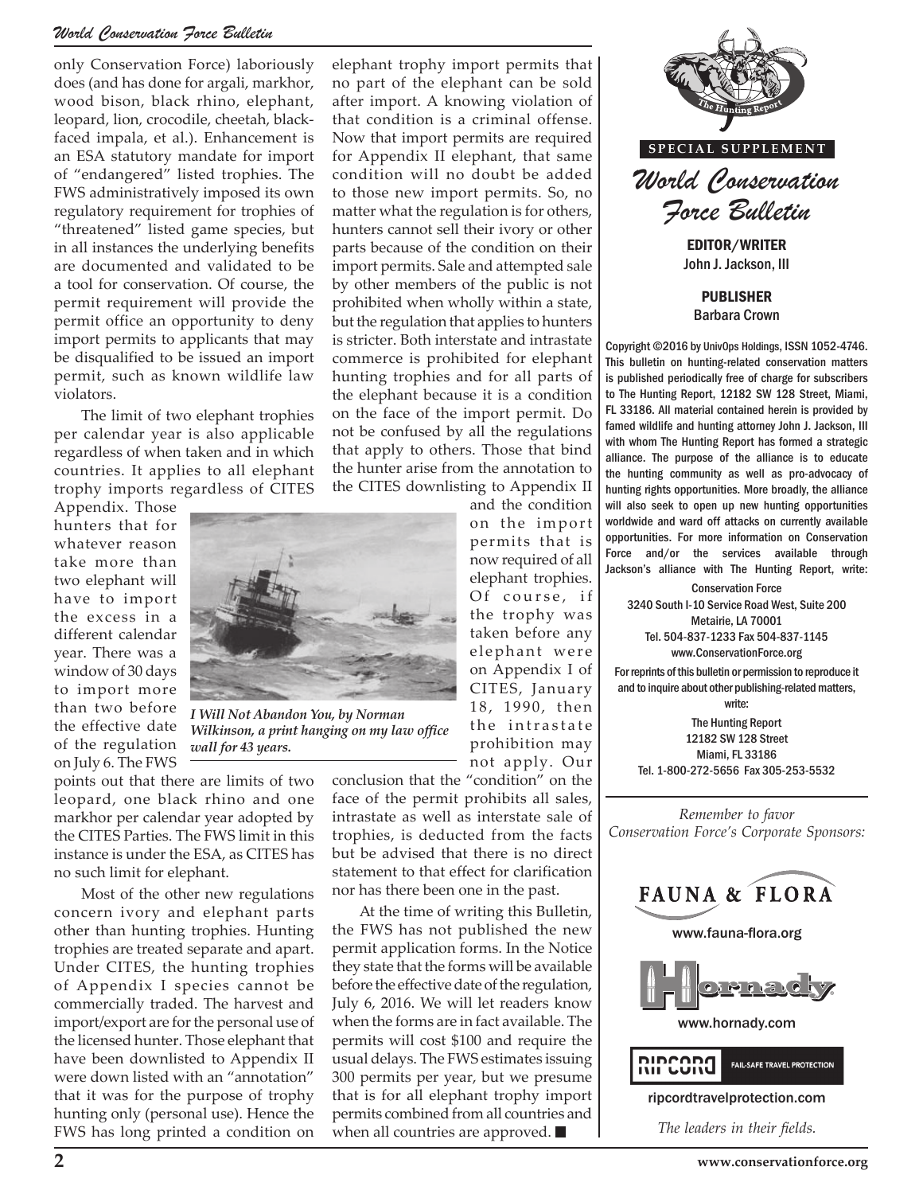only Conservation Force) laboriously does (and has done for argali, markhor, wood bison, black rhino, elephant, leopard, lion, crocodile, cheetah, black-faced impala, et al.). Enhancement is an ESA statutory mandate for import of "endangered" listed trophies. The FWS administratively imposed its own regulatory requirement for trophies of "threatened" listed game species, but in all instances the underlying benefits are documented and validated to be a tool for conservation. Of course, the permit requirement will provide the permit office an opportunity to deny import permits to applicants that may be disqualified to be issued an import permit, such as known wildlife law violators.

The limit of two elephant trophies per calendar year is also applicable regardless of when taken and in which countries. It applies to all elephant trophy imports regardless of CITES Appendix. Those hunters that for whatever reason take more than two elephant will have to import the excess in a different calendar year. There was a window of 30 days to import more than two before the effective date of the regulation on July 6. The FWS points out that there are limits of two leopard, one black rhino and one markhor per calendar year adopted by the CITES Parties. The FWS limit in this instance is under the ESA, as CITES has no such limit for elephant.

Most of the other new regulations concern ivory and elephant parts other than hunting trophies. Hunting trophies are treated separate and apart. Under CITES, the hunting trophies of Appendix I species cannot be commercially traded. The harvest and import/export are for the personal use of the licensed hunter. Those elephant that have been downlisted to Appendix II were down listed with an "annotation" that it was for the purpose of trophy hunting only (personal use). Hence the FWS has long printed a condition on elephant trophy import permits that no part of the elephant can be sold after import. A knowing violation of that condition is a criminal offense. Now that import permits are required for Appendix II elephant, that same condition will no doubt be added to those new import permits. So, no matter what the regulation is for others, hunters cannot sell their ivory or other parts because of the condition on their import permits. Sale and attempted sale by other members of the public is not prohibited when wholly within a state, but the regulation that applies to hunters is stricter. Both interstate and intrastate commerce is prohibited for elephant hunting trophies and for all parts of the elephant because it is a condition on the face of the import permit. Do not be confused by all the regulations that apply to others. Those that bind the hunter arise from the annotation to the CITES downlisting to Appendix II and the condition on the import permits that is now required of all elephant trophies. Of course, if the trophy was taken before any elephant were on Appendix I of CITES, January 18, 1990, then the intrastate prohibition may not apply. Our conclusion that the "condition" on the face of the permit prohibits all sales, intrastate as well as interstate sale of trophies, is deducted from the facts but be advised that there is no direct statement to that effect for clarification nor has there been one in the past.

*I Will Not Abandon You, by Norman Wilkinson, a print hanging on my law office wall for 43 years.*

At the time of writing this Bulletin, the FWS has not published the new permit application forms. In the Notice they state that the forms will be available before the effective date of the regulation, July 6, 2016. We will let readers know when the forms are in fact available. The permits will cost $100 and require the usual delays. The FWS estimates issuing 300 permits per year, but we presume that is for all elephant trophy import permits combined from all countries and when all countries are approved. ■

---

**SPECIAL SUPPLEMENT**

*World Conservation Force Bulletin*

**EDITOR/WRITER**
John J. Jackson, III

**PUBLISHER**
Barbara Crown

Copyright ©2016 by UnivOps Holdings, ISSN 1052-4746. This bulletin on hunting-related conservation matters is published periodically free of charge for subscribers to The Hunting Report, 12182 SW 128 Street, Miami, FL 33186. All material contained herein is provided by famed wildlife and hunting attorney John J. Jackson, III with whom The Hunting Report has formed a strategic alliance. The purpose of the alliance is to educate the hunting community as well as pro-advocacy of hunting rights opportunities. More broadly, the alliance will also seek to open up new hunting opportunities worldwide and ward off attacks on currently available opportunities. For more information on Conservation Force and/or the services available through Jackson's alliance with The Hunting Report, write:

Conservation Force
3240 South I-10 Service Road West, Suite 200
Metairie, LA 70001
Tel. 504-837-1233 Fax 504-837-1145
www.ConservationForce.org

For reprints of this bulletin or permission to reproduce it and to inquire about other publishing-related matters, write:

The Hunting Report
12182 SW 128 Street
Miami, FL 33186
Tel. 1-800-272-5656 Fax 305-253-5532

*Remember to favor Conservation Force's Corporate Sponsors:*

FAUNA & FLORA
www.fauna-flora.org

Hornady
www.hornady.com

RIPCORD FAIL-SAFE TRAVEL PROTECTION
ripcordtravelprotection.com

*The leaders in their fields.*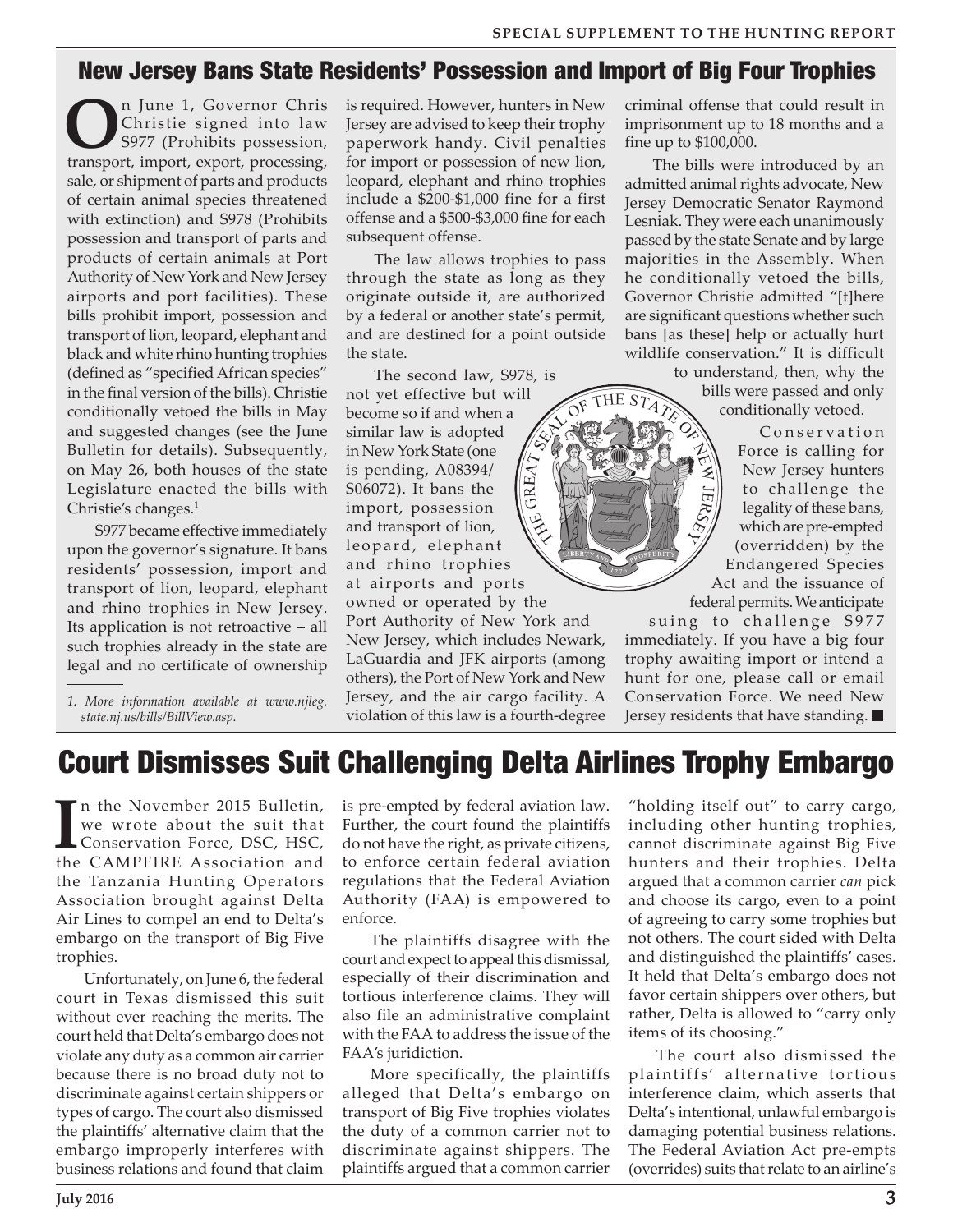## New Jersey Bans State Residents' Possession and Import of Big Four Trophies

On June 1, Governor Chris Christie signed into law S977 (Prohibits possession, transport, import, export, processing, sale, or shipment of parts and products of certain animal species threatened with extinction) and S978 (Prohibits possession and transport of parts and products of certain animals at Port Authority of New York and New Jersey airports and port facilities). These bills prohibit import, possession and transport of lion, leopard, elephant and black and white rhino hunting trophies (defined as "specified African species" in the final version of the bills). Christie conditionally vetoed the bills in May and suggested changes (see the June Bulletin for details). Subsequently, on May 26, both houses of the state Legislature enacted the bills with Christie's changes.[1]

S977 became effective immediately upon the governor's signature. It bans residents' possession, import and transport of lion, leopard, elephant and rhino trophies in New Jersey. Its application is not retroactive – all such trophies already in the state are legal and no certificate of ownership is required. However, hunters in New Jersey are advised to keep their trophy paperwork handy. Civil penalties for import or possession of new lion, leopard, elephant and rhino trophies include a $200-$1,000 fine for a first offense and a $500-$3,000 fine for each subsequent offense.

The law allows trophies to pass through the state as long as they originate outside it, are authorized by a federal or another state's permit, and are destined for a point outside the state.

The second law, S978, is not yet effective but will become so if and when a similar law is adopted in New York State (one is pending, A08394/S06072). It bans the import, possession and transport of lion, leopard, elephant and rhino trophies at airports and ports owned or operated by the Port Authority of New York and New Jersey, which includes Newark, LaGuardia and JFK airports (among others), the Port of New York and New Jersey, and the air cargo facility. A violation of this law is a fourth-degree criminal offense that could result in imprisonment up to 18 months and a fine up to $100,000.

The bills were introduced by an admitted animal rights advocate, New Jersey Democratic Senator Raymond Lesniak. They were each unanimously passed by the state Senate and by large majorities in the Assembly. When he conditionally vetoed the bills, Governor Christie admitted "[t]here are significant questions whether such bans [as these] help or actually hurt wildlife conservation." It is difficult to understand, then, why the bills were passed and only conditionally vetoed.

Conservation Force is calling for New Jersey hunters to challenge the legality of these bans, which are pre-empted (overridden) by the Endangered Species Act and the issuance of federal permits. We anticipate suing to challenge S977 immediately. If you have a big four trophy awaiting import or intend a hunt for one, please call or email Conservation Force. We need New Jersey residents that have standing. ■

*1. More information available at www.njleg.state.nj.us/bills/BillView.asp.*

## Court Dismisses Suit Challenging Delta Airlines Trophy Embargo

In the November 2015 Bulletin, we wrote about the suit that Conservation Force, DSC, HSC, the CAMPFIRE Association and the Tanzania Hunting Operators Association brought against Delta Air Lines to compel an end to Delta's embargo on the transport of Big Five trophies.

Unfortunately, on June 6, the federal court in Texas dismissed this suit without ever reaching the merits. The court held that Delta's embargo does not violate any duty as a common air carrier because there is no broad duty not to discriminate against certain shippers or types of cargo. The court also dismissed the plaintiffs' alternative claim that the embargo improperly interferes with business relations and found that claim is pre-empted by federal aviation law. Further, the court found the plaintiffs do not have the right, as private citizens, to enforce certain federal aviation regulations that the Federal Aviation Authority (FAA) is empowered to enforce.

The plaintiffs disagree with the court and expect to appeal this dismissal, especially of their discrimination and tortious interference claims. They will also file an administrative complaint with the FAA to address the issue of the FAA's juridiction.

More specifically, the plaintiffs alleged that Delta's embargo on transport of Big Five trophies violates the duty of a common carrier not to discriminate against shippers. The plaintiffs argued that a common carrier "holding itself out" to carry cargo, including other hunting trophies, cannot discriminate against Big Five hunters and their trophies. Delta argued that a common carrier *can* pick and choose its cargo, even to a point of agreeing to carry some trophies but not others. The court sided with Delta and distinguished the plaintiffs' cases. It held that Delta's embargo does not favor certain shippers over others, but rather, Delta is allowed to "carry only items of its choosing."

The court also dismissed the plaintiffs' alternative tortious interference claim, which asserts that Delta's intentional, unlawful embargo is damaging potential business relations. The Federal Aviation Act pre-empts (overrides) suits that relate to an airline's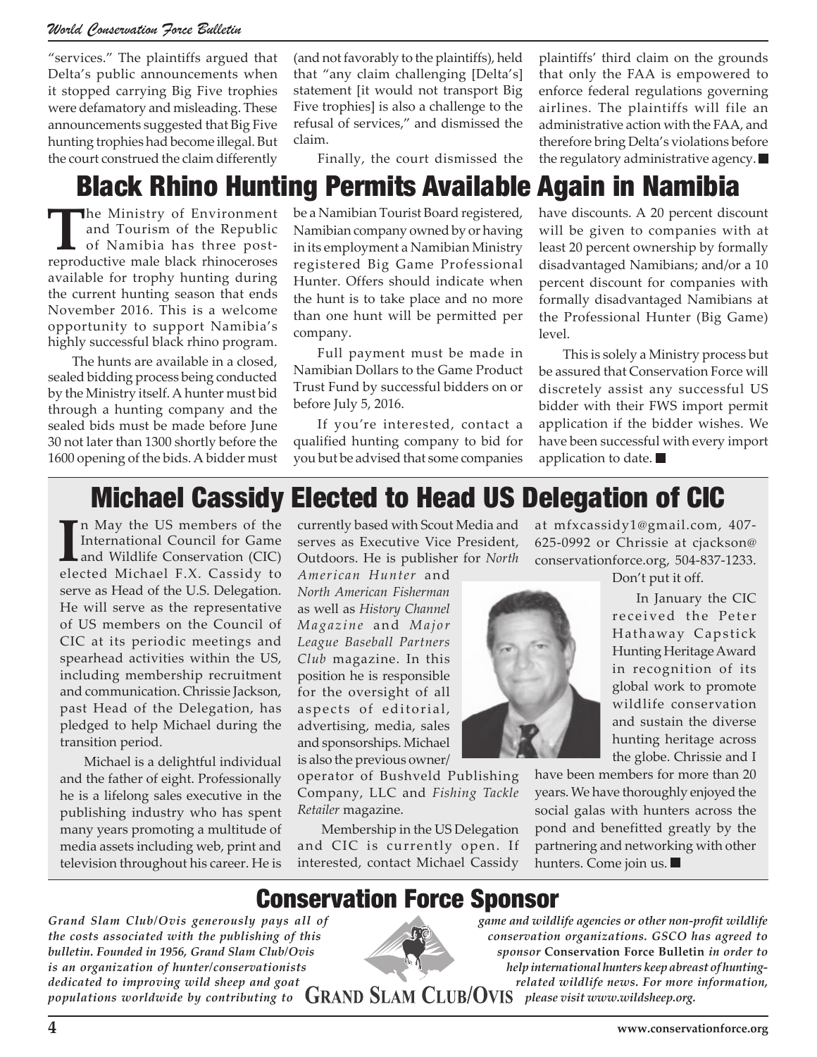"services." The plaintiffs argued that Delta's public announcements when it stopped carrying Big Five trophies were defamatory and misleading. These announcements suggested that Big Five hunting trophies had become illegal. But the court construed the claim differently (and not favorably to the plaintiffs), held that "any claim challenging [Delta's] statement [it would not transport Big Five trophies] is also a challenge to the refusal of services," and dismissed the claim.

Finally, the court dismissed the plaintiffs' third claim on the grounds that only the FAA is empowered to enforce federal regulations governing airlines. The plaintiffs will file an administrative action with the FAA, and therefore bring Delta's violations before the regulatory administrative agency. ■

# Black Rhino Hunting Permits Available Again in Namibia

The Ministry of Environment and Tourism of the Republic of Namibia has three post-reproductive male black rhinoceroses available for trophy hunting during the current hunting season that ends November 2016. This is a welcome opportunity to support Namibia's highly successful black rhino program.

The hunts are available in a closed, sealed bidding process being conducted by the Ministry itself. A hunter must bid through a hunting company and the sealed bids must be made before June 30 not later than 1300 shortly before the 1600 opening of the bids. A bidder must be a Namibian Tourist Board registered, Namibian company owned by or having in its employment a Namibian Ministry registered Big Game Professional Hunter. Offers should indicate when the hunt is to take place and no more than one hunt will be permitted per company.

Full payment must be made in Namibian Dollars to the Game Product Trust Fund by successful bidders on or before July 5, 2016.

If you're interested, contact a qualified hunting company to bid for you but be advised that some companies have discounts. A 20 percent discount will be given to companies with at least 20 percent ownership by formally disadvantaged Namibians; and/or a 10 percent discount for companies with formally disadvantaged Namibians at the Professional Hunter (Big Game) level.

This is solely a Ministry process but be assured that Conservation Force will discretely assist any successful US bidder with their FWS import permit application if the bidder wishes. We have been successful with every import application to date. ■

# Michael Cassidy Elected to Head US Delegation of CIC

In May the US members of the International Council for Game and Wildlife Conservation (CIC) elected Michael F.X. Cassidy to serve as Head of the U.S. Delegation. He will serve as the representative of US members on the Council of CIC at its periodic meetings and spearhead activities within the US, including membership recruitment and communication. Chrissie Jackson, past Head of the Delegation, has pledged to help Michael during the transition period.

Michael is a delightful individual and the father of eight. Professionally he is a lifelong sales executive in the publishing industry who has spent many years promoting a multitude of media assets including web, print and television throughout his career. He is currently based with Scout Media and serves as Executive Vice President, Outdoors. He is publisher for *North American Hunter* and *North American Fisherman* as well as *History Channel Magazine* and *Major League Baseball Partners Club* magazine. In this position he is responsible for the oversight of all aspects of editorial, advertising, media, sales and sponsorships. Michael is also the previous owner/operator of Bushveld Publishing Company, LLC and *Fishing Tackle Retailer* magazine.

Membership in the US Delegation and CIC is currently open. If interested, contact Michael Cassidy at mfxcassidy1@gmail.com, 407-625-0992 or Chrissie at cjackson@conservationforce.org, 504-837-1233. Don't put it off.

In January the CIC received the Peter Hathaway Capstick Hunting Heritage Award in recognition of its global work to promote wildlife conservation and sustain the diverse hunting heritage across the globe. Chrissie and I have been members for more than 20 years. We have thoroughly enjoyed the social galas with hunters across the pond and benefitted greatly by the partnering and networking with other hunters. Come join us. ■

# Conservation Force Sponsor

*Grand Slam Club/Ovis generously pays all of the costs associated with the publishing of this bulletin. Founded in 1956, Grand Slam Club/Ovis is an organization of hunter/conservationists dedicated to improving wild sheep and goat populations worldwide by contributing to game and wildlife agencies or other non-profit wildlife conservation organizations. GSCO has agreed to sponsor* **Conservation Force Bulletin** *in order to help international hunters keep abreast of hunting-related wildlife news. For more information, please visit www.wildsheep.org.*

GRAND SLAM CLUB/OVIS